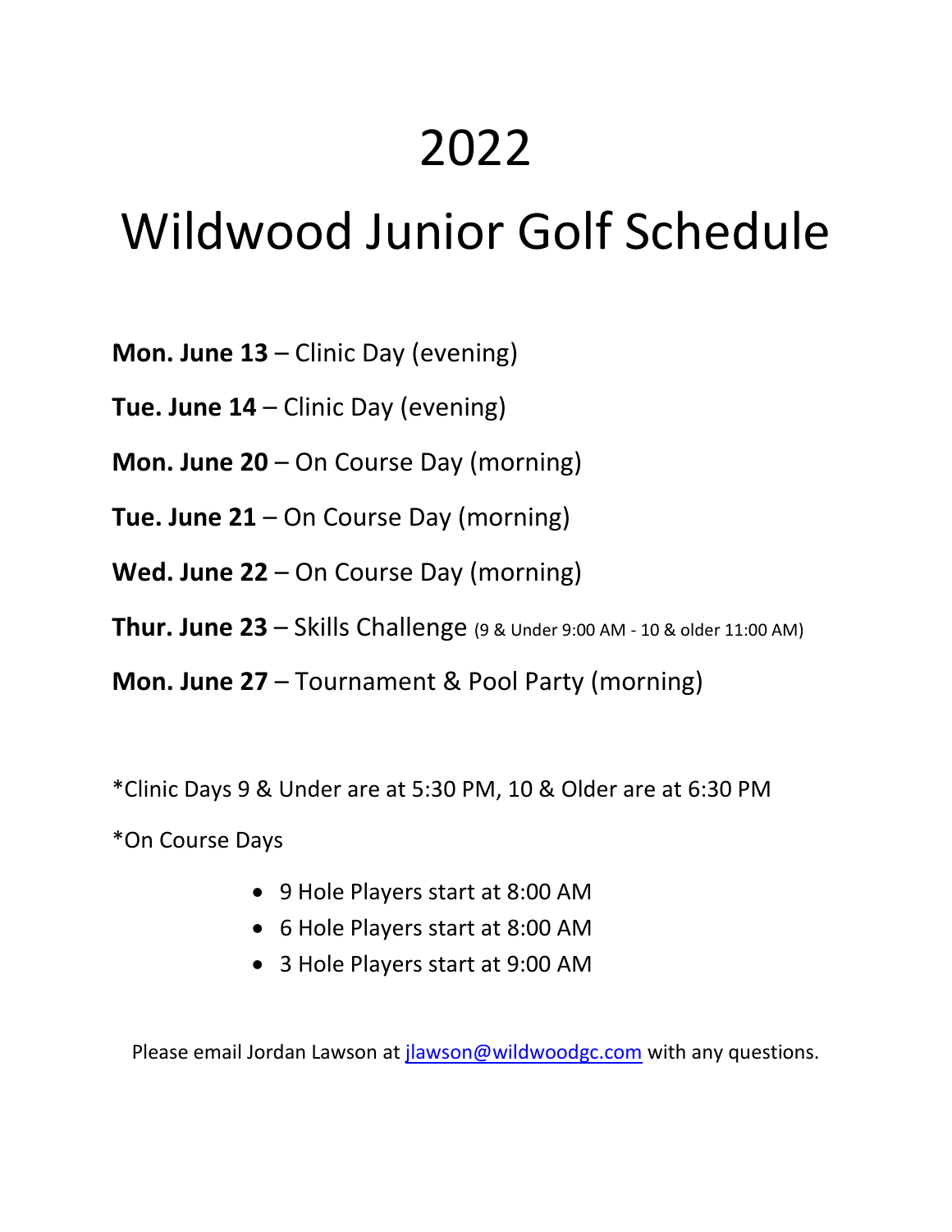# 2022

# Wildwood Junior Golf Schedule

**Mon. June 13** – Clinic Day (evening)

**Tue. June 14** – Clinic Day (evening)

**Mon. June 20** – On Course Day (morning)

**Tue. June 21** – On Course Day (morning)

**Wed. June 22** – On Course Day (morning)

**Thur. June 23** – Skills Challenge (9 & Under 9:00 AM - 10 & older 11:00 AM)

**Mon. June 27** – Tournament & Pool Party (morning)

*Clinic Days 9 & Under are at 5:30 PM, 10 & Older are at 6:30 PM

*On Course Days

- 9 Hole Players start at 8:00 AM
- 6 Hole Players start at 8:00 AM
- 3 Hole Players start at 9:00 AM

Please email Jordan Lawson at jlawson@wildwoodgc.com with any questions.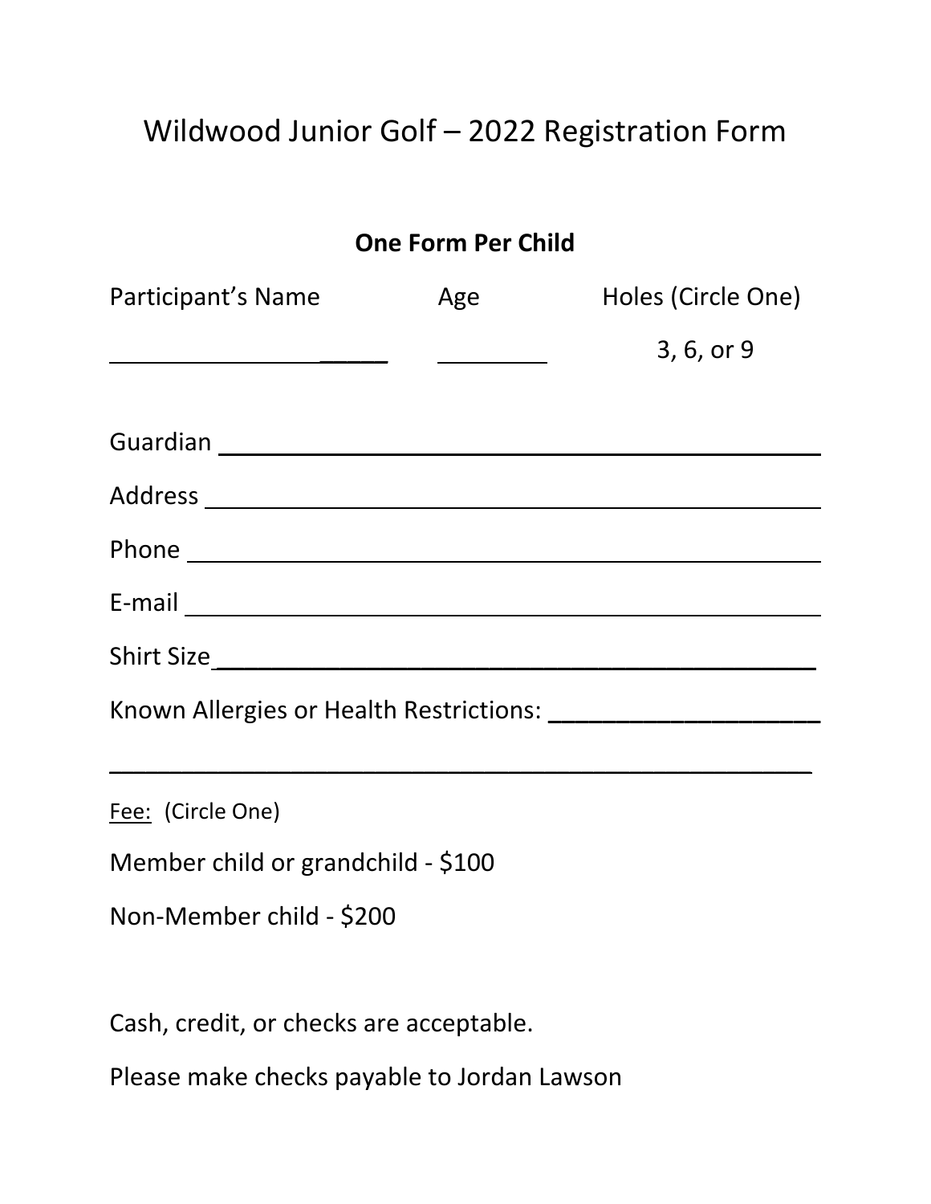# Wildwood Junior Golf – 2022 Registration Form

**One Form Per Child**

| Participant's Name | Age | Holes (Circle One) |
|---|---|---|
| ______________________ | ________ | 3, 6, or 9 |

Guardian ____________________________________________

Address ____________________________________________

Phone ______________________________________________

E-mail ______________________________________________

Shirt Size____________________________________________

Known Allergies or Health Restrictions: ____________________

____________________________________________________

Fee: (Circle One)

Member child or grandchild - $100

Non-Member child - $200

Cash, credit, or checks are acceptable.

Please make checks payable to Jordan Lawson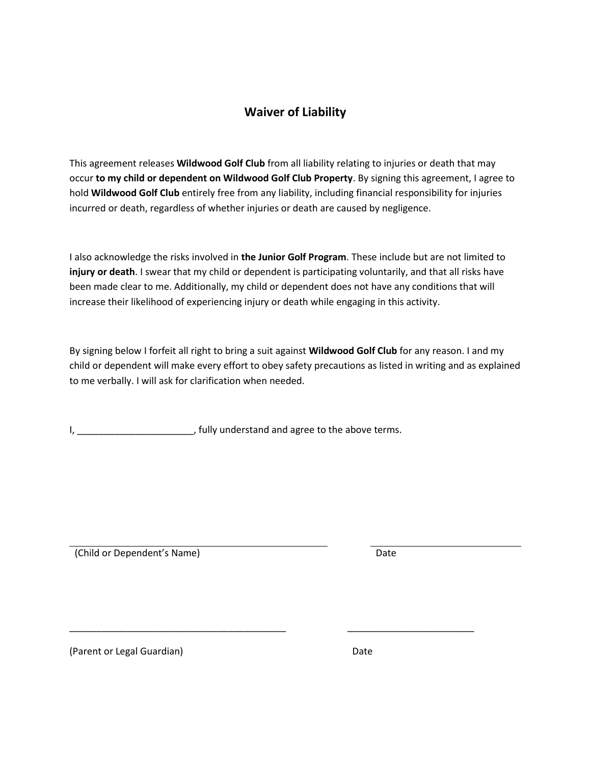# Waiver of Liability

This agreement releases **Wildwood Golf Club** from all liability relating to injuries or death that may occur **to my child or dependent on Wildwood Golf Club Property**. By signing this agreement, I agree to hold **Wildwood Golf Club** entirely free from any liability, including financial responsibility for injuries incurred or death, regardless of whether injuries or death are caused by negligence.

I also acknowledge the risks involved in **the Junior Golf Program**. These include but are not limited to **injury or death**. I swear that my child or dependent is participating voluntarily, and that all risks have been made clear to me. Additionally, my child or dependent does not have any conditions that will increase their likelihood of experiencing injury or death while engaging in this activity.

By signing below I forfeit all right to bring a suit against **Wildwood Golf Club** for any reason. I and my child or dependent will make every effort to obey safety precautions as listed in writing and as explained to me verbally. I will ask for clarification when needed.

I, ______________________, fully understand and agree to the above terms.

(Child or Dependent's Name) Date

___________________________________________ _________________________

(Parent or Legal Guardian) Date